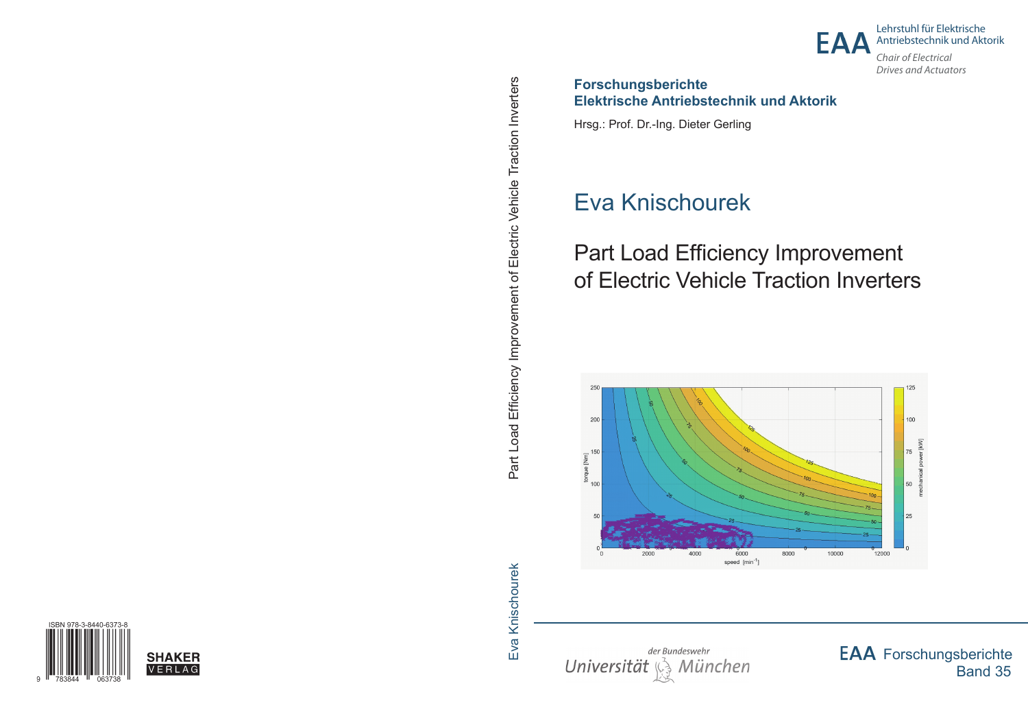EAA Lehrstuhl für Elektrische Antriebstechnik und Aktorik

*Chair of Electrical Drives and Actuators*

**Forschungsberichte**
**Elektrische Antriebstechnik und Aktorik**

Hrsg.: Prof. Dr.-Ing. Dieter Gerling

# Eva Knischourek

## Part Load Efficiency Improvement of Electric Vehicle Traction Inverters

Universität der Bundeswehr München

EAA Forschungsberichte
Band 35

Part Load Efficiency Improvement of Electric Vehicle Traction Inverters

Eva Knischourek

ISBN 978-3-8440-6373-8

SHAKER VERLAG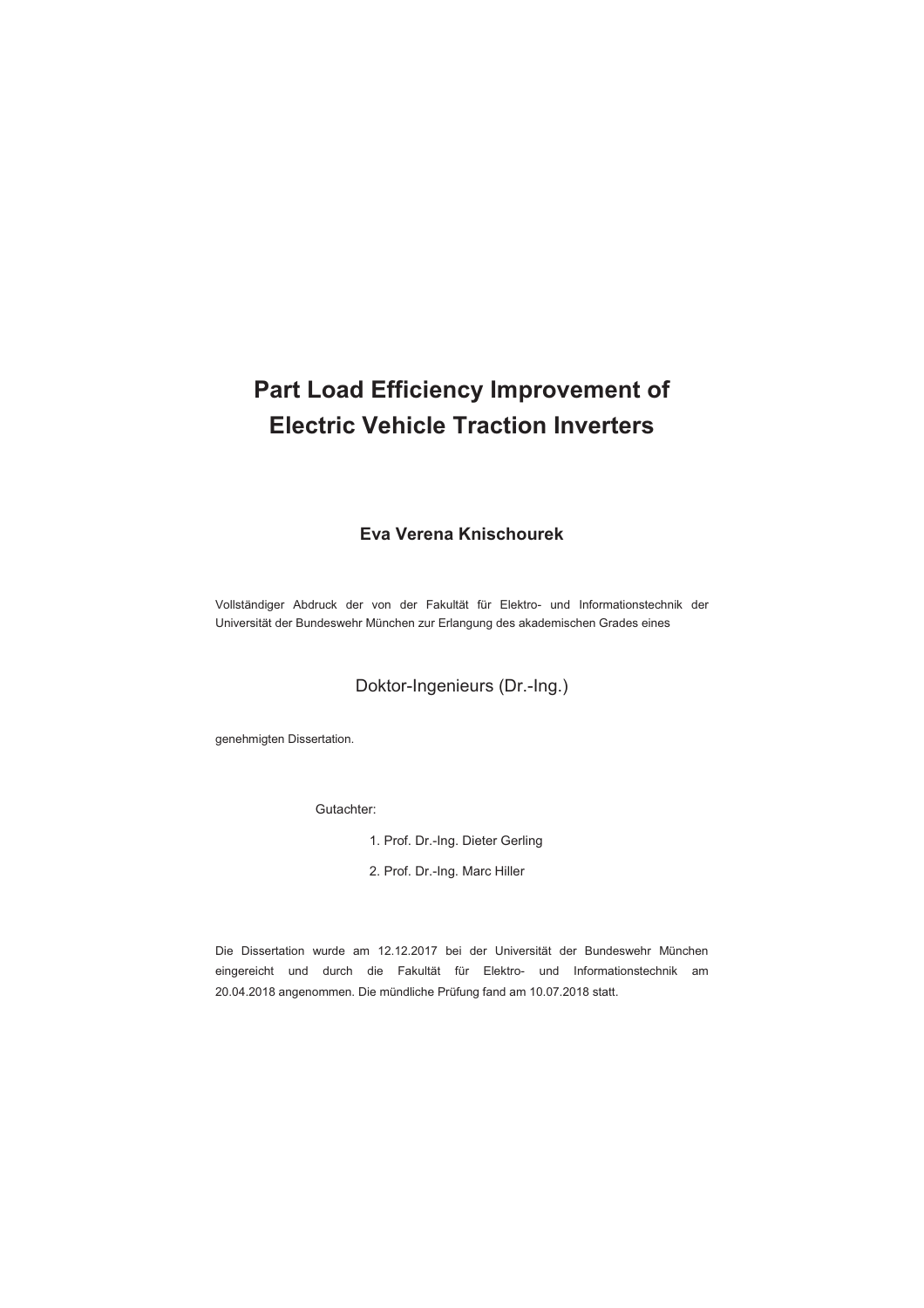# Part Load Efficiency Improvement of Electric Vehicle Traction Inverters

**Eva Verena Knischourek**

Vollständiger Abdruck der von der Fakultät für Elektro- und Informationstechnik der Universität der Bundeswehr München zur Erlangung des akademischen Grades eines

Doktor-Ingenieurs (Dr.-Ing.)

genehmigten Dissertation.

Gutachter:

1. Prof. Dr.-Ing. Dieter Gerling
2. Prof. Dr.-Ing. Marc Hiller

Die Dissertation wurde am 12.12.2017 bei der Universität der Bundeswehr München eingereicht und durch die Fakultät für Elektro- und Informationstechnik am 20.04.2018 angenommen. Die mündliche Prüfung fand am 10.07.2018 statt.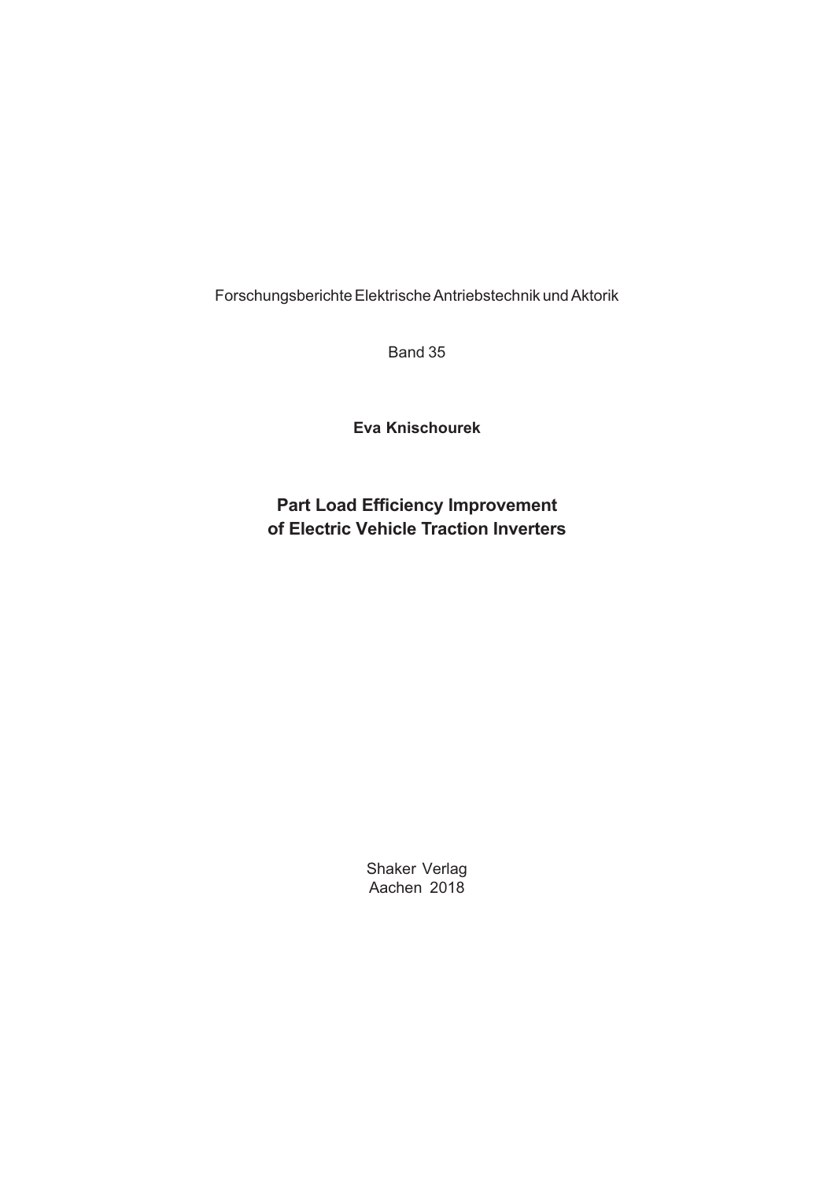Forschungsberichte Elektrische Antriebstechnik und Aktorik

Band 35

**Eva Knischourek**

## Part Load Efficiency Improvement of Electric Vehicle Traction Inverters

Shaker Verlag
Aachen 2018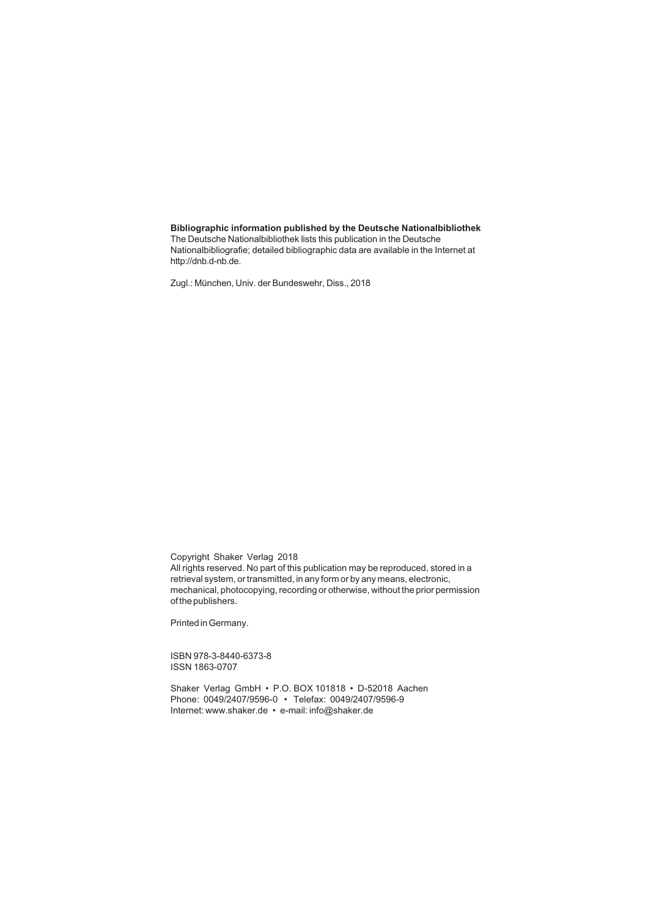**Bibliographic information published by the Deutsche Nationalbibliothek**
The Deutsche Nationalbibliothek lists this publication in the Deutsche Nationalbibliografie; detailed bibliographic data are available in the Internet at http://dnb.d-nb.de.

Zugl.: München, Univ. der Bundeswehr, Diss., 2018

Copyright Shaker Verlag 2018
All rights reserved. No part of this publication may be reproduced, stored in a retrieval system, or transmitted, in any form or by any means, electronic, mechanical, photocopying, recording or otherwise, without the prior permission of the publishers.

Printed in Germany.

ISBN 978-3-8440-6373-8
ISSN 1863-0707

Shaker Verlag GmbH • P.O. BOX 101818 • D-52018 Aachen
Phone: 0049/2407/9596-0 • Telefax: 0049/2407/9596-9
Internet: www.shaker.de • e-mail: info@shaker.de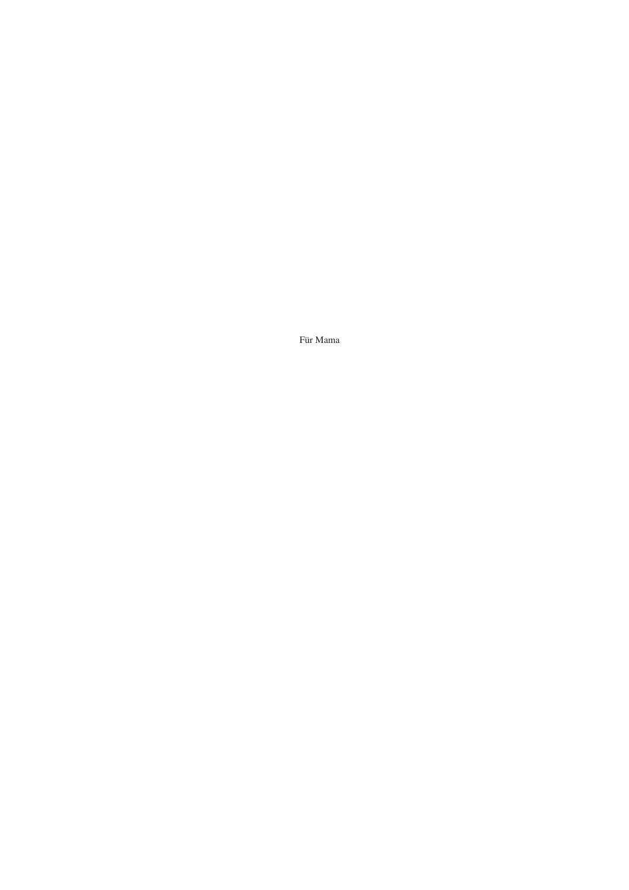Für Mama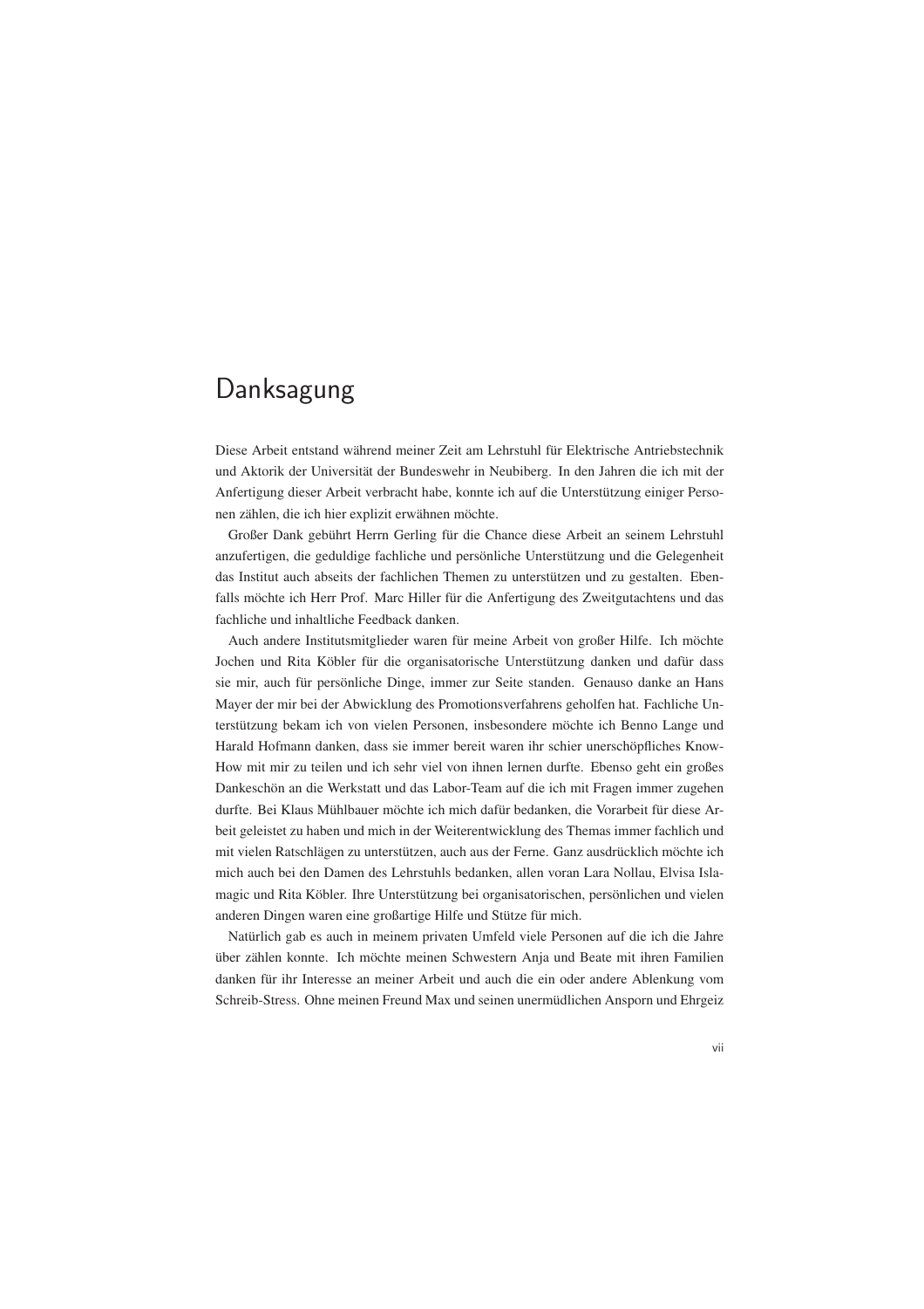# Danksagung

Diese Arbeit entstand während meiner Zeit am Lehrstuhl für Elektrische Antriebstechnik und Aktorik der Universität der Bundeswehr in Neubiberg. In den Jahren die ich mit der Anfertigung dieser Arbeit verbracht habe, konnte ich auf die Unterstützung einiger Personen zählen, die ich hier explizit erwähnen möchte.

Großer Dank gebührt Herrn Gerling für die Chance diese Arbeit an seinem Lehrstuhl anzufertigen, die geduldige fachliche und persönliche Unterstützung und die Gelegenheit das Institut auch abseits der fachlichen Themen zu unterstützen und zu gestalten. Ebenfalls möchte ich Herr Prof. Marc Hiller für die Anfertigung des Zweitgutachtens und das fachliche und inhaltliche Feedback danken.

Auch andere Institutsmitglieder waren für meine Arbeit von großer Hilfe. Ich möchte Jochen und Rita Köbler für die organisatorische Unterstützung danken und dafür dass sie mir, auch für persönliche Dinge, immer zur Seite standen. Genauso danke an Hans Mayer der mir bei der Abwicklung des Promotionsverfahrens geholfen hat. Fachliche Unterstützung bekam ich von vielen Personen, insbesondere möchte ich Benno Lange und Harald Hofmann danken, dass sie immer bereit waren ihr schier unerschöpfliches Know-How mit mir zu teilen und ich sehr viel von ihnen lernen durfte. Ebenso geht ein großes Dankeschön an die Werkstatt und das Labor-Team auf die ich mit Fragen immer zugehen durfte. Bei Klaus Mühlbauer möchte ich mich dafür bedanken, die Vorarbeit für diese Arbeit geleistet zu haben und mich in der Weiterentwicklung des Themas immer fachlich und mit vielen Ratschlägen zu unterstützen, auch aus der Ferne. Ganz ausdrücklich möchte ich mich auch bei den Damen des Lehrstuhls bedanken, allen voran Lara Nollau, Elvisa Islamagic und Rita Köbler. Ihre Unterstützung bei organisatorischen, persönlichen und vielen anderen Dingen waren eine großartige Hilfe und Stütze für mich.

Natürlich gab es auch in meinem privaten Umfeld viele Personen auf die ich die Jahre über zählen konnte. Ich möchte meinen Schwestern Anja und Beate mit ihren Familien danken für ihr Interesse an meiner Arbeit und auch die ein oder andere Ablenkung vom Schreib-Stress. Ohne meinen Freund Max und seinen unermüdlichen Ansporn und Ehrgeiz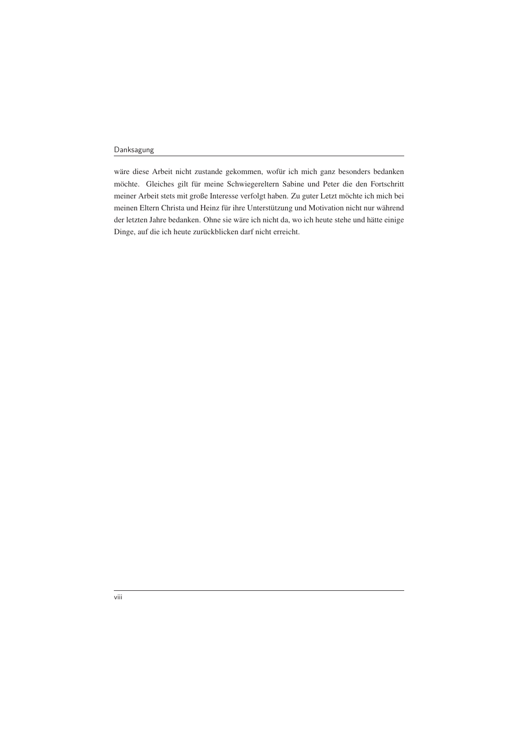wäre diese Arbeit nicht zustande gekommen, wofür ich mich ganz besonders bedanken möchte. Gleiches gilt für meine Schwiegereltern Sabine und Peter die den Fortschritt meiner Arbeit stets mit große Interesse verfolgt haben. Zu guter Letzt möchte ich mich bei meinen Eltern Christa und Heinz für ihre Unterstützung und Motivation nicht nur während der letzten Jahre bedanken. Ohne sie wäre ich nicht da, wo ich heute stehe und hätte einige Dinge, auf die ich heute zurückblicken darf nicht erreicht.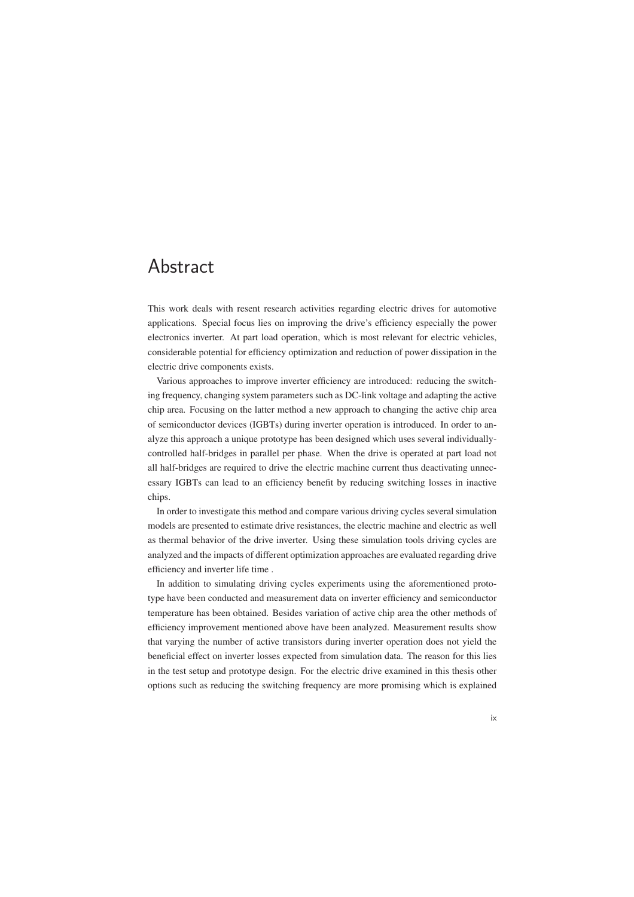# Abstract

This work deals with resent research activities regarding electric drives for automotive applications. Special focus lies on improving the drive's efficiency especially the power electronics inverter. At part load operation, which is most relevant for electric vehicles, considerable potential for efficiency optimization and reduction of power dissipation in the electric drive components exists.

Various approaches to improve inverter efficiency are introduced: reducing the switching frequency, changing system parameters such as DC-link voltage and adapting the active chip area. Focusing on the latter method a new approach to changing the active chip area of semiconductor devices (IGBTs) during inverter operation is introduced. In order to analyze this approach a unique prototype has been designed which uses several individually-controlled half-bridges in parallel per phase. When the drive is operated at part load not all half-bridges are required to drive the electric machine current thus deactivating unnecessary IGBTs can lead to an efficiency benefit by reducing switching losses in inactive chips.

In order to investigate this method and compare various driving cycles several simulation models are presented to estimate drive resistances, the electric machine and electric as well as thermal behavior of the drive inverter. Using these simulation tools driving cycles are analyzed and the impacts of different optimization approaches are evaluated regarding drive efficiency and inverter life time .

In addition to simulating driving cycles experiments using the aforementioned prototype have been conducted and measurement data on inverter efficiency and semiconductor temperature has been obtained. Besides variation of active chip area the other methods of efficiency improvement mentioned above have been analyzed. Measurement results show that varying the number of active transistors during inverter operation does not yield the beneficial effect on inverter losses expected from simulation data. The reason for this lies in the test setup and prototype design. For the electric drive examined in this thesis other options such as reducing the switching frequency are more promising which is explained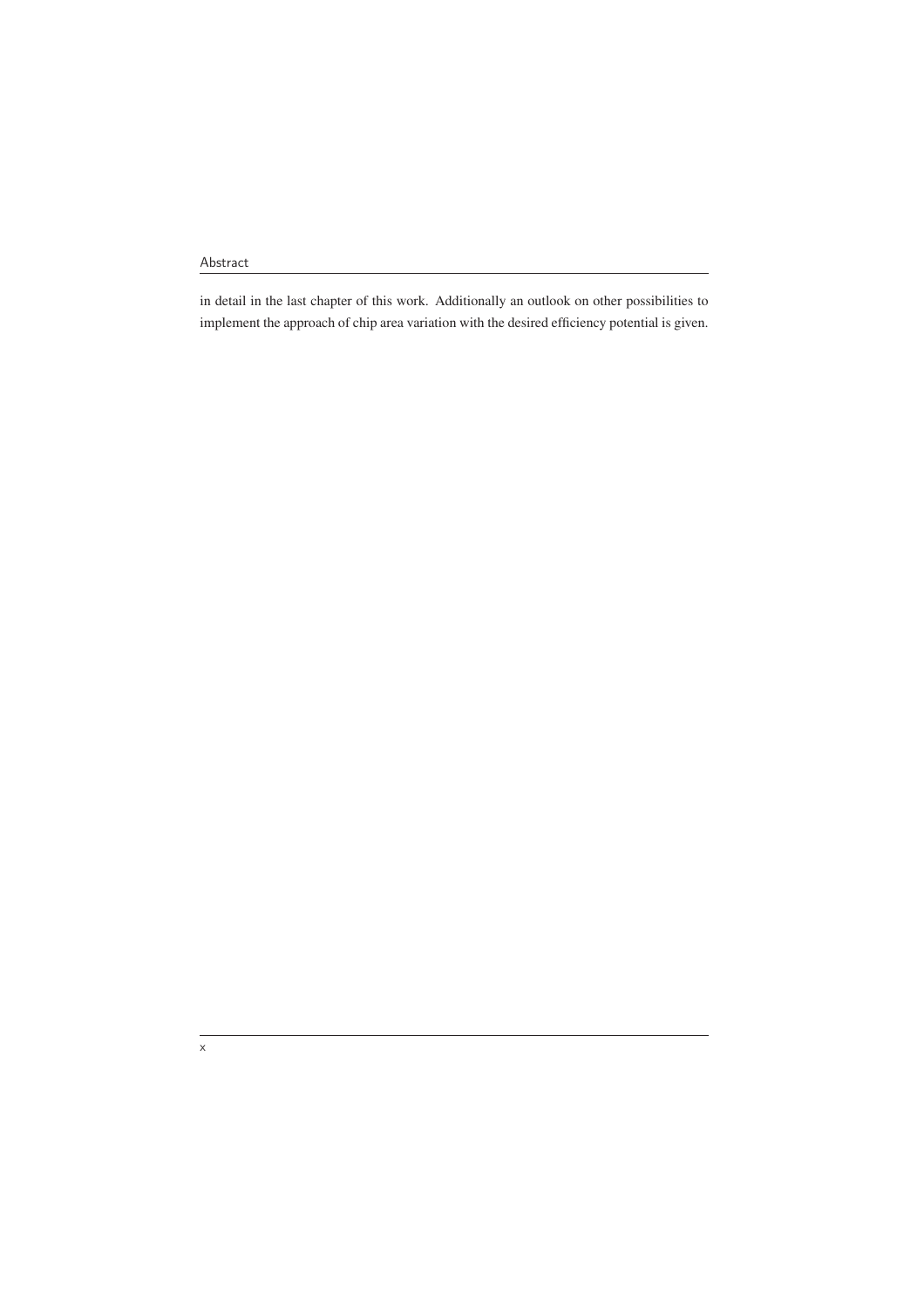in detail in the last chapter of this work. Additionally an outlook on other possibilities to implement the approach of chip area variation with the desired efficiency potential is given.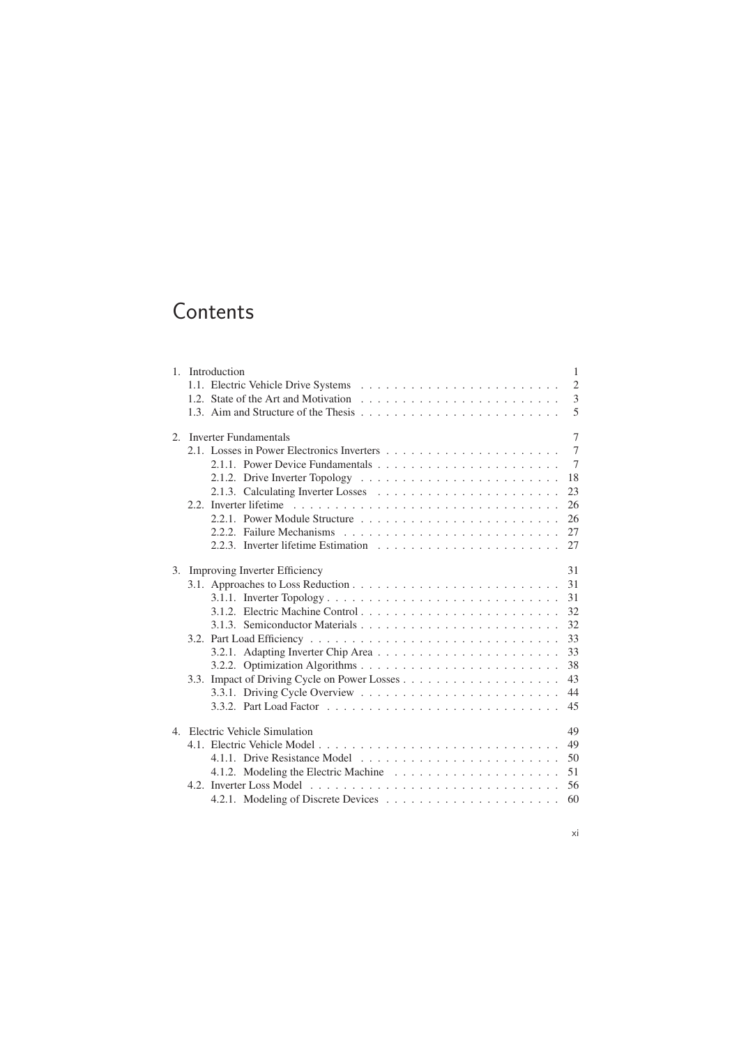# Contents

1. Introduction 1
   - 1.1. Electric Vehicle Drive Systems 2
   - 1.2. State of the Art and Motivation 3
   - 1.3. Aim and Structure of the Thesis 5

2. Inverter Fundamentals 7
   - 2.1. Losses in Power Electronics Inverters 7
     - 2.1.1. Power Device Fundamentals 7
     - 2.1.2. Drive Inverter Topology 18
     - 2.1.3. Calculating Inverter Losses 23
   - 2.2. Inverter lifetime 26
     - 2.2.1. Power Module Structure 26
     - 2.2.2. Failure Mechanisms 27
     - 2.2.3. Inverter lifetime Estimation 27

3. Improving Inverter Efficiency 31
   - 3.1. Approaches to Loss Reduction 31
     - 3.1.1. Inverter Topology 31
     - 3.1.2. Electric Machine Control 32
     - 3.1.3. Semiconductor Materials 32
   - 3.2. Part Load Efficiency 33
     - 3.2.1. Adapting Inverter Chip Area 33
     - 3.2.2. Optimization Algorithms 38
   - 3.3. Impact of Driving Cycle on Power Losses 43
     - 3.3.1. Driving Cycle Overview 44
     - 3.3.2. Part Load Factor 45

4. Electric Vehicle Simulation 49
   - 4.1. Electric Vehicle Model 49
     - 4.1.1. Drive Resistance Model 50
     - 4.1.2. Modeling the Electric Machine 51
   - 4.2. Inverter Loss Model 56
     - 4.2.1. Modeling of Discrete Devices 60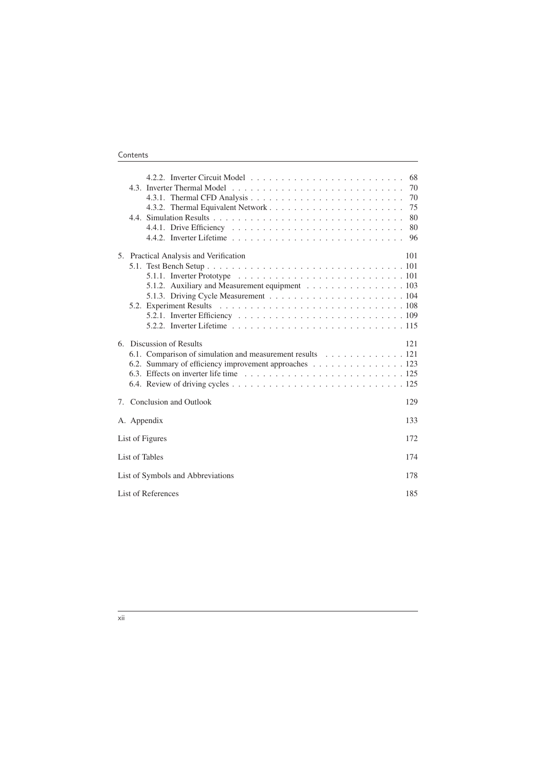4.2.2. Inverter Circuit Model . . . . . . . . . . . . . . . . . . . . . . . . . . 68
4.3. Inverter Thermal Model . . . . . . . . . . . . . . . . . . . . . . . . . . . . . 70
4.3.1. Thermal CFD Analysis . . . . . . . . . . . . . . . . . . . . . . . . . 70
4.3.2. Thermal Equivalent Network . . . . . . . . . . . . . . . . . . . . . . 75
4.4. Simulation Results . . . . . . . . . . . . . . . . . . . . . . . . . . . . . . . 80
4.4.1. Drive Efficiency . . . . . . . . . . . . . . . . . . . . . . . . . . . . 80
4.4.2. Inverter Lifetime . . . . . . . . . . . . . . . . . . . . . . . . . . . . 96

5. Practical Analysis and Verification 101
5.1. Test Bench Setup . . . . . . . . . . . . . . . . . . . . . . . . . . . . . . . . 101
5.1.1. Inverter Prototype . . . . . . . . . . . . . . . . . . . . . . . . . . . 101
5.1.2. Auxiliary and Measurement equipment . . . . . . . . . . . . . . . . 103
5.1.3. Driving Cycle Measurement . . . . . . . . . . . . . . . . . . . . . . 104
5.2. Experiment Results . . . . . . . . . . . . . . . . . . . . . . . . . . . . . . 108
5.2.1. Inverter Efficiency . . . . . . . . . . . . . . . . . . . . . . . . . . . 109
5.2.2. Inverter Lifetime . . . . . . . . . . . . . . . . . . . . . . . . . . . . 115

6. Discussion of Results 121
6.1. Comparison of simulation and measurement results . . . . . . . . . . . . . 121
6.2. Summary of efficiency improvement approaches . . . . . . . . . . . . . . . 123
6.3. Effects on inverter life time . . . . . . . . . . . . . . . . . . . . . . . . . . 125
6.4. Review of driving cycles . . . . . . . . . . . . . . . . . . . . . . . . . . . . 125

7. Conclusion and Outlook 129

A. Appendix 133

List of Figures 172

List of Tables 174

List of Symbols and Abbreviations 178

List of References 185